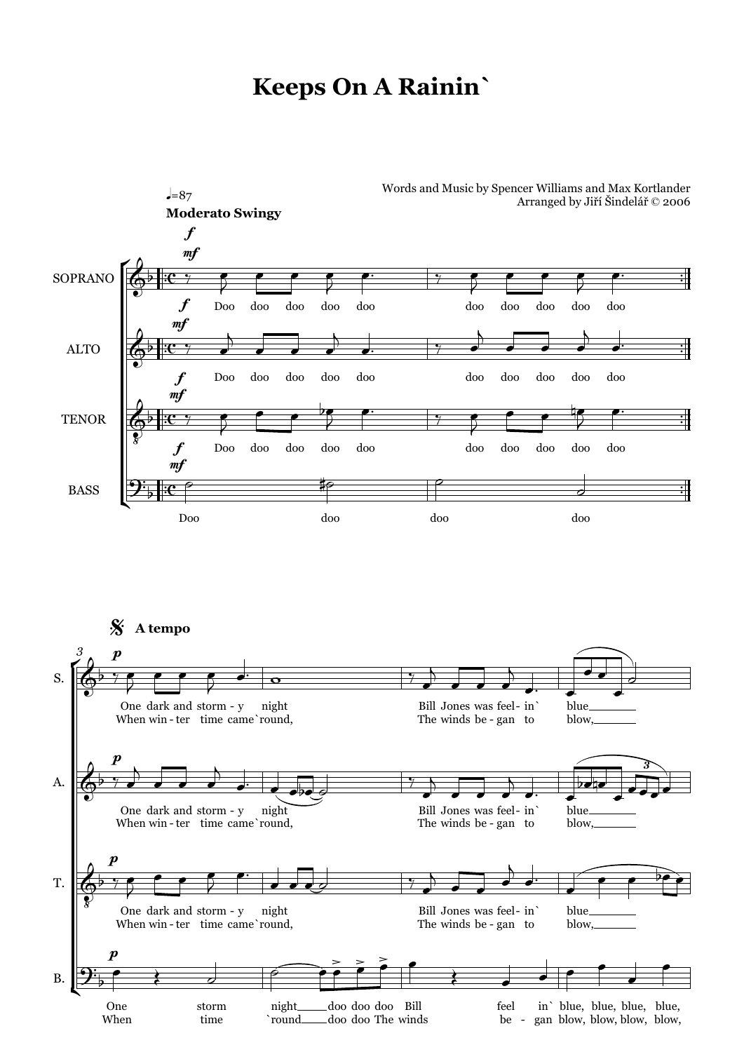# Keeps On A Rainin`

Words and Music by Spencer Williams and Max Kortlander
Arranged by Jiří Šindelář © 2006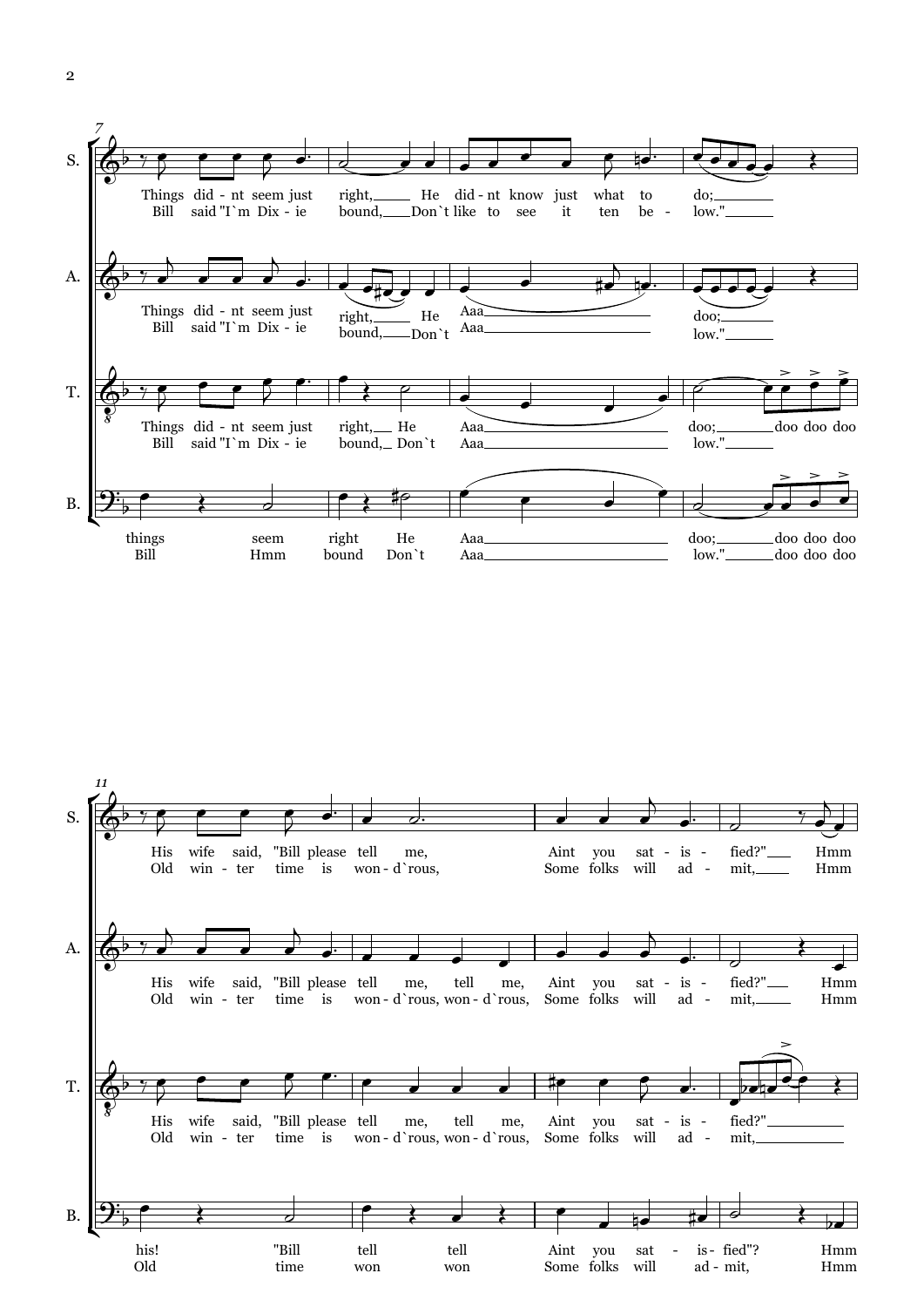**System 1 (m. 7)**

S.
Things did - nt seem just right, He did - nt know just what to do;
Bill said "I`m Dix - ie bound, Don`t like to see it ten be - low."

A.
Things did - nt seem just right, He Aaa doo;
Bill said "I`m Dix - ie bound, Don`t Aaa low."

T.
Things did - nt seem just right, He Aaa doo; doo doo doo
Bill said "I`m Dix - ie bound, Don`t Aaa low."

B.
things seem right He Aaa doo; doo doo doo
Bill Hmm bound Don`t Aaa low." doo doo doo

**System 2 (m. 11)**

S.
His wife said, "Bill please tell me, Aint you sat - is - fied?" Hmm
Old win - ter time is won - d`rous, Some folks will ad - mit, Hmm

A.
His wife said, "Bill please tell me, tell me, Aint you sat - is - fied?" Hmm
Old win - ter time is won - d`rous, won - d`rous, Some folks will ad - mit, Hmm

T.
His wife said, "Bill please tell me, tell me, Aint you sat - is - fied?"
Old win - ter time is won - d`rous, won - d`rous, Some folks will ad - mit,

B.
his! "Bill tell tell Aint you sat - is - fied"? Hmm
Old time won won Some folks will ad - mit, Hmm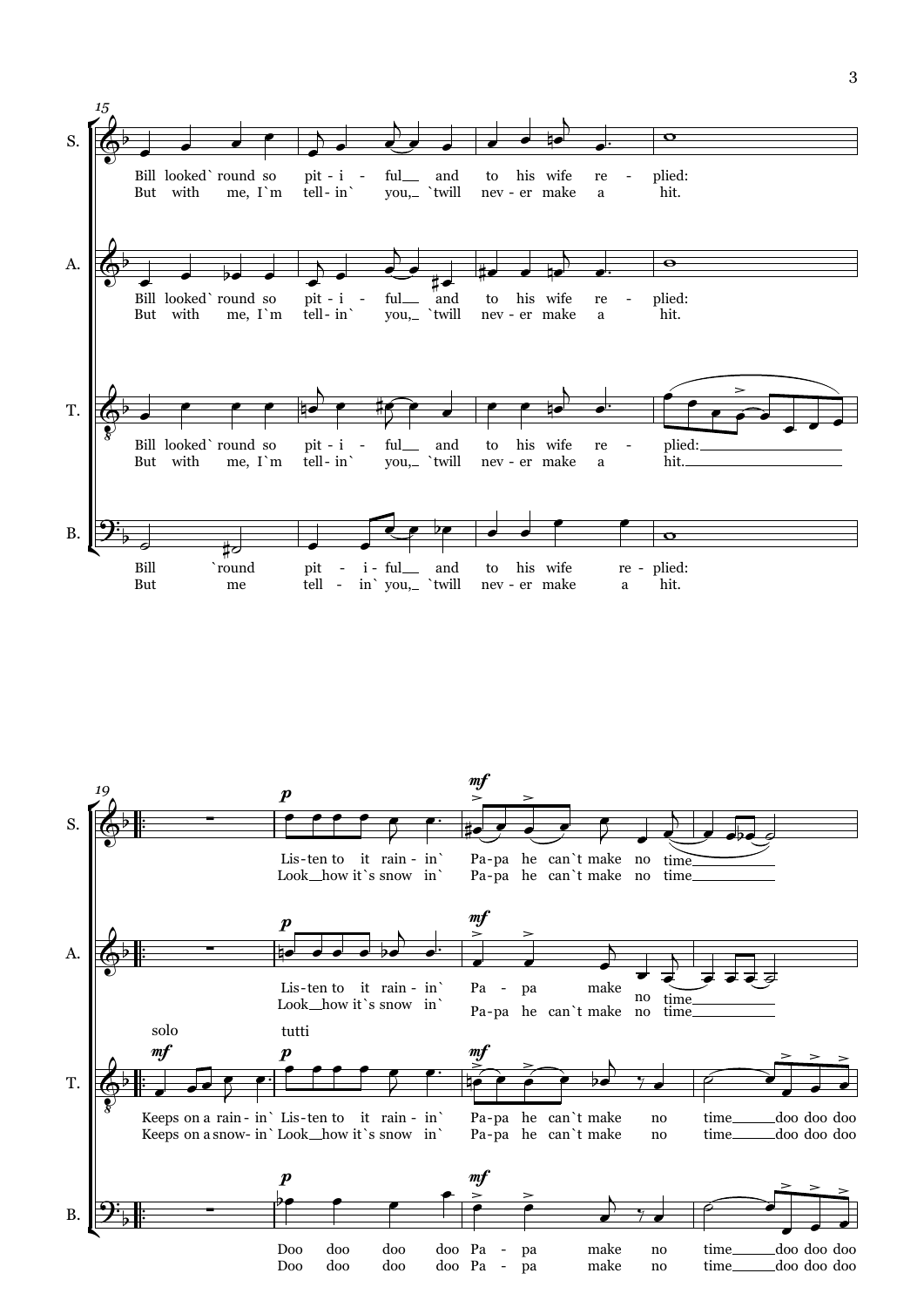**S.**
Bill looked` round so pit - i - ful__ and to his wife re - plied:
But with me, I`m tell - in` you,_ `twill nev - er make a hit.

**A.**
Bill looked` round so pit - i - ful__ and to his wife re - plied:
But with me, I`m tell - in` you,_ `twill nev - er make a hit.

**T.**
Bill looked` round so pit - i - ful__ and to his wife re - plied:
But with me, I`m tell - in` you,_ `twill nev - er make a hit.

**B.**
Bill `round pit - i - ful__ and to his wife re - plied:
But me tell - in` you,_ `twill nev - er make a hit.

---

**S.**
*p* Lis - ten to it rain - in` *mf* Pa - pa he can`t make no time
Look__how it`s snow in` Pa - pa he can`t make no time

**A.**
*p* Lis - ten to it rain - in` *mf* Pa - pa make no time
Look__how it`s snow in` Pa - pa he can`t make no time

**T.**
solo *mf* Keeps on a rain - in` tutti *p* Lis - ten to it rain - in` *mf* Pa - pa he can`t make no time doo doo doo
Keeps on a snow - in` Look__how it`s snow in` Pa - pa he can`t make no time doo doo doo

**B.**
*p* Doo doo doo doo *mf* Pa - pa make no time doo doo doo
Doo doo doo doo Pa - pa make no time doo doo doo